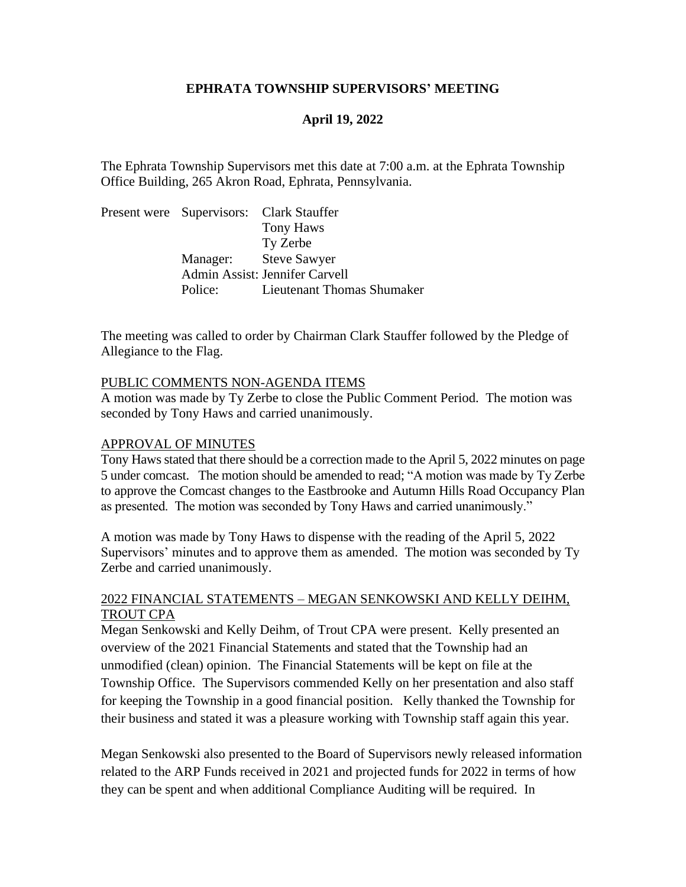# EPHRATA TOWNSHIP SUPERVISORS' MEETING

## April 19, 2022

The Ephrata Township Supervisors met this date at 7:00 a.m. at the Ephrata Township Office Building, 265 Akron Road, Ephrata, Pennsylvania.

| Present were | Supervisors: | Clark Stauffer |
|---|---|---|
| | | Tony Haws |
| | | Ty Zerbe |
| | Manager: | Steve Sawyer |
| | Admin Assist: | Jennifer Carvell |
| | Police: | Lieutenant Thomas Shumaker |

The meeting was called to order by Chairman Clark Stauffer followed by the Pledge of Allegiance to the Flag.

PUBLIC COMMENTS NON-AGENDA ITEMS

A motion was made by Ty Zerbe to close the Public Comment Period. The motion was seconded by Tony Haws and carried unanimously.

APPROVAL OF MINUTES

Tony Haws stated that there should be a correction made to the April 5, 2022 minutes on page 5 under comcast. The motion should be amended to read; "A motion was made by Ty Zerbe to approve the Comcast changes to the Eastbrooke and Autumn Hills Road Occupancy Plan as presented. The motion was seconded by Tony Haws and carried unanimously."

A motion was made by Tony Haws to dispense with the reading of the April 5, 2022 Supervisors' minutes and to approve them as amended. The motion was seconded by Ty Zerbe and carried unanimously.

2022 FINANCIAL STATEMENTS – MEGAN SENKOWSKI AND KELLY DEIHM, TROUT CPA

Megan Senkowski and Kelly Deihm, of Trout CPA were present. Kelly presented an overview of the 2021 Financial Statements and stated that the Township had an unmodified (clean) opinion. The Financial Statements will be kept on file at the Township Office. The Supervisors commended Kelly on her presentation and also staff for keeping the Township in a good financial position. Kelly thanked the Township for their business and stated it was a pleasure working with Township staff again this year.

Megan Senkowski also presented to the Board of Supervisors newly released information related to the ARP Funds received in 2021 and projected funds for 2022 in terms of how they can be spent and when additional Compliance Auditing will be required. In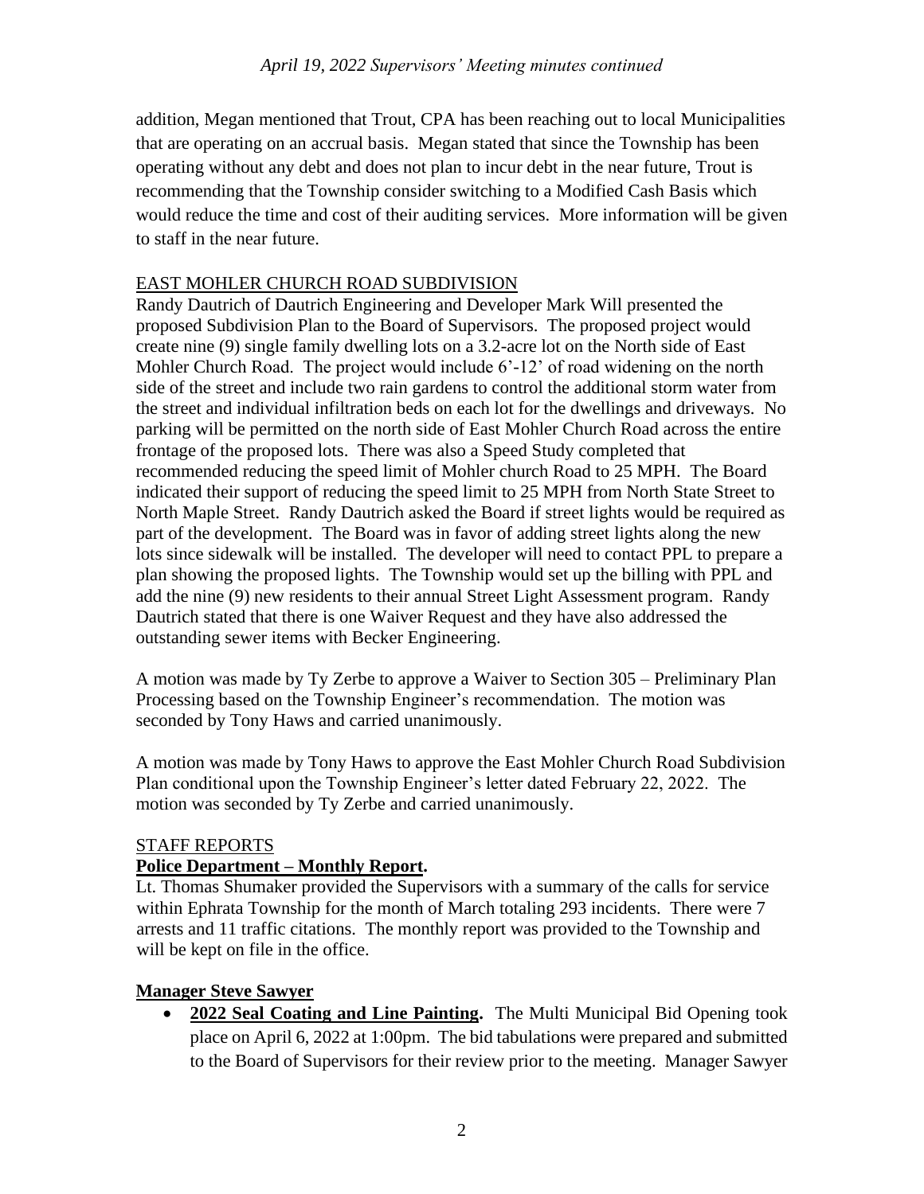addition, Megan mentioned that Trout, CPA has been reaching out to local Municipalities that are operating on an accrual basis. Megan stated that since the Township has been operating without any debt and does not plan to incur debt in the near future, Trout is recommending that the Township consider switching to a Modified Cash Basis which would reduce the time and cost of their auditing services. More information will be given to staff in the near future.

## EAST MOHLER CHURCH ROAD SUBDIVISION

Randy Dautrich of Dautrich Engineering and Developer Mark Will presented the proposed Subdivision Plan to the Board of Supervisors. The proposed project would create nine (9) single family dwelling lots on a 3.2-acre lot on the North side of East Mohler Church Road. The project would include 6'-12' of road widening on the north side of the street and include two rain gardens to control the additional storm water from the street and individual infiltration beds on each lot for the dwellings and driveways. No parking will be permitted on the north side of East Mohler Church Road across the entire frontage of the proposed lots. There was also a Speed Study completed that recommended reducing the speed limit of Mohler church Road to 25 MPH. The Board indicated their support of reducing the speed limit to 25 MPH from North State Street to North Maple Street. Randy Dautrich asked the Board if street lights would be required as part of the development. The Board was in favor of adding street lights along the new lots since sidewalk will be installed. The developer will need to contact PPL to prepare a plan showing the proposed lights. The Township would set up the billing with PPL and add the nine (9) new residents to their annual Street Light Assessment program. Randy Dautrich stated that there is one Waiver Request and they have also addressed the outstanding sewer items with Becker Engineering.

A motion was made by Ty Zerbe to approve a Waiver to Section 305 – Preliminary Plan Processing based on the Township Engineer's recommendation. The motion was seconded by Tony Haws and carried unanimously.

A motion was made by Tony Haws to approve the East Mohler Church Road Subdivision Plan conditional upon the Township Engineer's letter dated February 22, 2022. The motion was seconded by Ty Zerbe and carried unanimously.

## STAFF REPORTS

### Police Department – Monthly Report.

Lt. Thomas Shumaker provided the Supervisors with a summary of the calls for service within Ephrata Township for the month of March totaling 293 incidents. There were 7 arrests and 11 traffic citations. The monthly report was provided to the Township and will be kept on file in the office.

### Manager Steve Sawyer

- **2022 Seal Coating and Line Painting.** The Multi Municipal Bid Opening took place on April 6, 2022 at 1:00pm. The bid tabulations were prepared and submitted to the Board of Supervisors for their review prior to the meeting. Manager Sawyer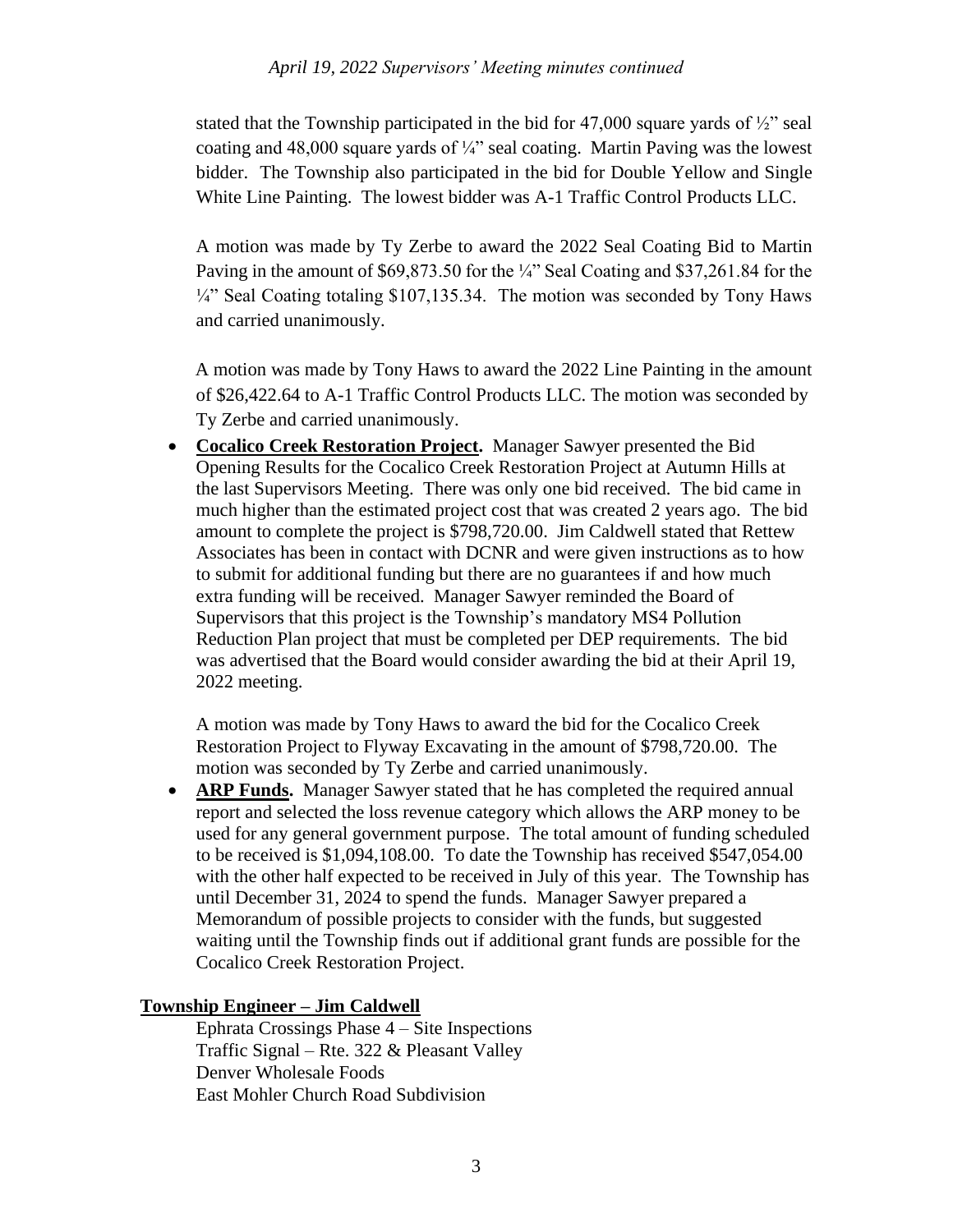stated that the Township participated in the bid for 47,000 square yards of ½" seal coating and 48,000 square yards of ¼" seal coating. Martin Paving was the lowest bidder. The Township also participated in the bid for Double Yellow and Single White Line Painting. The lowest bidder was A-1 Traffic Control Products LLC.

A motion was made by Ty Zerbe to award the 2022 Seal Coating Bid to Martin Paving in the amount of $69,873.50 for the ¼" Seal Coating and $37,261.84 for the ¼" Seal Coating totaling $107,135.34. The motion was seconded by Tony Haws and carried unanimously.

A motion was made by Tony Haws to award the 2022 Line Painting in the amount of $26,422.64 to A-1 Traffic Control Products LLC. The motion was seconded by Ty Zerbe and carried unanimously.

- **Cocalico Creek Restoration Project.** Manager Sawyer presented the Bid Opening Results for the Cocalico Creek Restoration Project at Autumn Hills at the last Supervisors Meeting. There was only one bid received. The bid came in much higher than the estimated project cost that was created 2 years ago. The bid amount to complete the project is $798,720.00. Jim Caldwell stated that Rettew Associates has been in contact with DCNR and were given instructions as to how to submit for additional funding but there are no guarantees if and how much extra funding will be received. Manager Sawyer reminded the Board of Supervisors that this project is the Township's mandatory MS4 Pollution Reduction Plan project that must be completed per DEP requirements. The bid was advertised that the Board would consider awarding the bid at their April 19, 2022 meeting.

  A motion was made by Tony Haws to award the bid for the Cocalico Creek Restoration Project to Flyway Excavating in the amount of $798,720.00. The motion was seconded by Ty Zerbe and carried unanimously.

- **ARP Funds.** Manager Sawyer stated that he has completed the required annual report and selected the loss revenue category which allows the ARP money to be used for any general government purpose. The total amount of funding scheduled to be received is $1,094,108.00. To date the Township has received $547,054.00 with the other half expected to be received in July of this year. The Township has until December 31, 2024 to spend the funds. Manager Sawyer prepared a Memorandum of possible projects to consider with the funds, but suggested waiting until the Township finds out if additional grant funds are possible for the Cocalico Creek Restoration Project.

## Township Engineer – Jim Caldwell

Ephrata Crossings Phase 4 – Site Inspections
Traffic Signal – Rte. 322 & Pleasant Valley
Denver Wholesale Foods
East Mohler Church Road Subdivision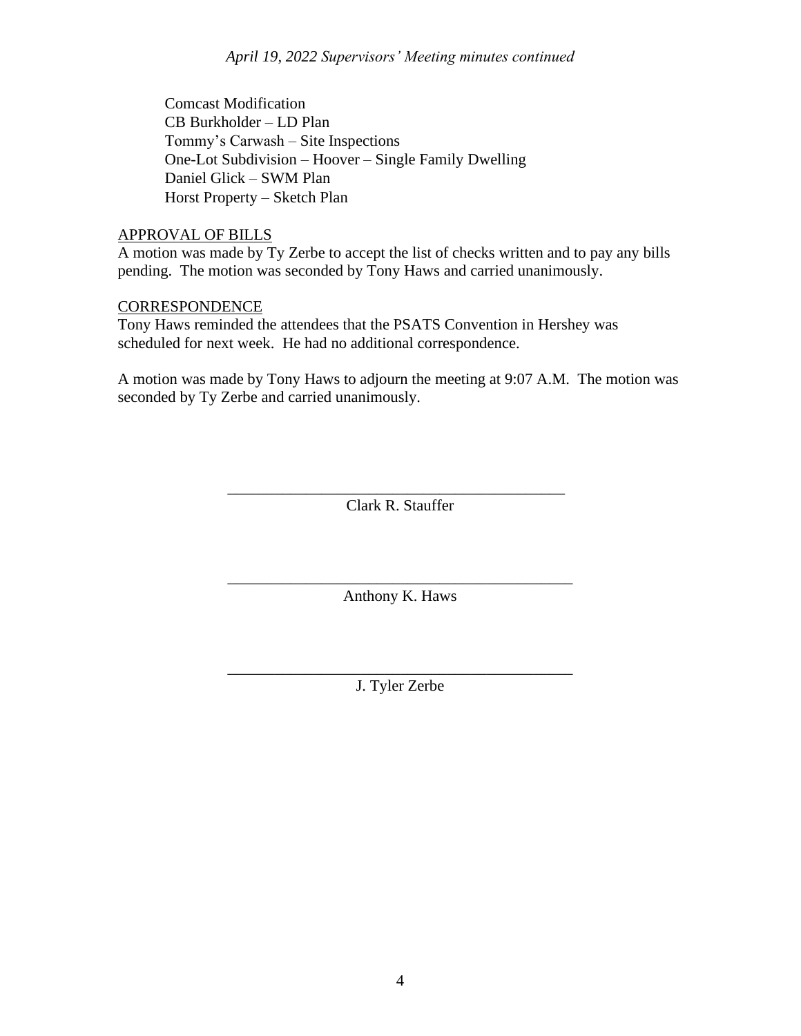Comcast Modification
CB Burkholder – LD Plan
Tommy's Carwash – Site Inspections
One-Lot Subdivision – Hoover – Single Family Dwelling
Daniel Glick – SWM Plan
Horst Property – Sketch Plan

<u>APPROVAL OF BILLS</u>

A motion was made by Ty Zerbe to accept the list of checks written and to pay any bills pending. The motion was seconded by Tony Haws and carried unanimously.

<u>CORRESPONDENCE</u>

Tony Haws reminded the attendees that the PSATS Convention in Hershey was scheduled for next week. He had no additional correspondence.

A motion was made by Tony Haws to adjourn the meeting at 9:07 A.M. The motion was seconded by Ty Zerbe and carried unanimously.

\_\_\_\_\_\_\_\_\_\_\_\_\_\_\_\_\_\_\_\_\_\_\_\_\_\_\_\_\_\_\_\_\_\_\_\_\_\_\_\_\_\_\_\_
Clark R. Stauffer

\_\_\_\_\_\_\_\_\_\_\_\_\_\_\_\_\_\_\_\_\_\_\_\_\_\_\_\_\_\_\_\_\_\_\_\_\_\_\_\_\_\_\_\_
Anthony K. Haws

\_\_\_\_\_\_\_\_\_\_\_\_\_\_\_\_\_\_\_\_\_\_\_\_\_\_\_\_\_\_\_\_\_\_\_\_\_\_\_\_\_\_\_\_
J. Tyler Zerbe